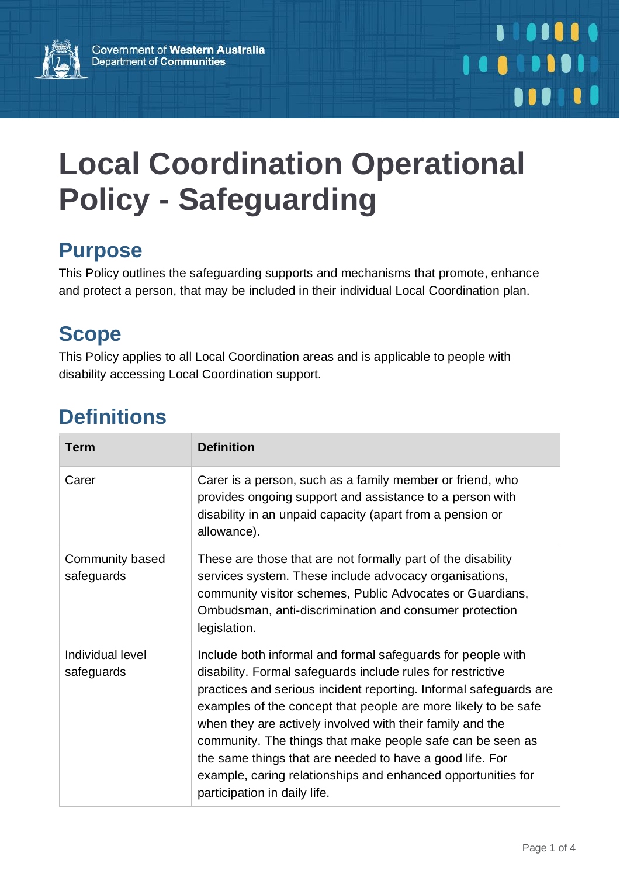Government of Western Australia
Department of Communities

# Local Coordination Operational Policy - Safeguarding

## Purpose

This Policy outlines the safeguarding supports and mechanisms that promote, enhance and protect a person, that may be included in their individual Local Coordination plan.

## Scope

This Policy applies to all Local Coordination areas and is applicable to people with disability accessing Local Coordination support.

## Definitions

| Term | Definition |
| --- | --- |
| Carer | Carer is a person, such as a family member or friend, who provides ongoing support and assistance to a person with disability in an unpaid capacity (apart from a pension or allowance). |
| Community based safeguards | These are those that are not formally part of the disability services system. These include advocacy organisations, community visitor schemes, Public Advocates or Guardians, Ombudsman, anti-discrimination and consumer protection legislation. |
| Individual level safeguards | Include both informal and formal safeguards for people with disability. Formal safeguards include rules for restrictive practices and serious incident reporting. Informal safeguards are examples of the concept that people are more likely to be safe when they are actively involved with their family and the community. The things that make people safe can be seen as the same things that are needed to have a good life. For example, caring relationships and enhanced opportunities for participation in daily life. |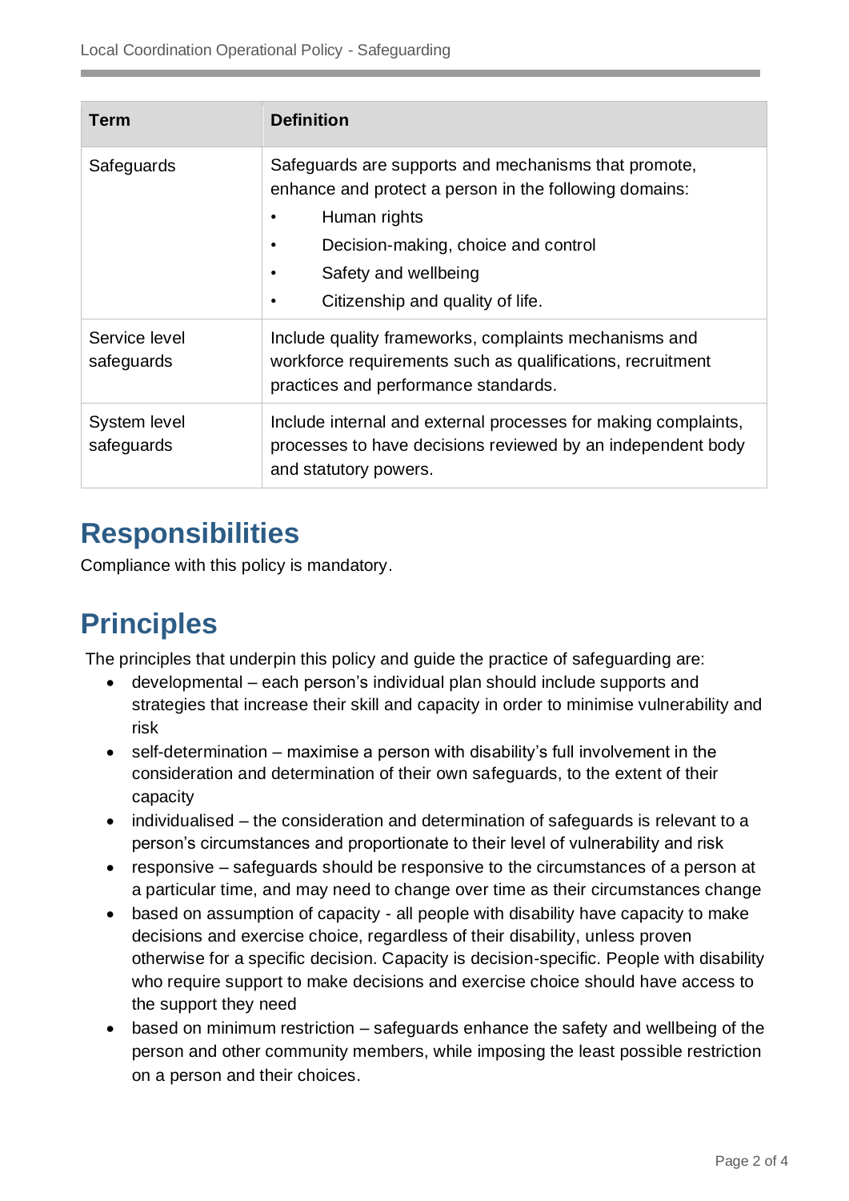| Term | Definition |
| --- | --- |
| Safeguards | Safeguards are supports and mechanisms that promote, enhance and protect a person in the following domains: <br>• Human rights <br>• Decision-making, choice and control <br>• Safety and wellbeing <br>• Citizenship and quality of life. |
| Service level safeguards | Include quality frameworks, complaints mechanisms and workforce requirements such as qualifications, recruitment practices and performance standards. |
| System level safeguards | Include internal and external processes for making complaints, processes to have decisions reviewed by an independent body and statutory powers. |

# Responsibilities

Compliance with this policy is mandatory.

# Principles

The principles that underpin this policy and guide the practice of safeguarding are:

- developmental – each person's individual plan should include supports and strategies that increase their skill and capacity in order to minimise vulnerability and risk
- self-determination – maximise a person with disability's full involvement in the consideration and determination of their own safeguards, to the extent of their capacity
- individualised – the consideration and determination of safeguards is relevant to a person's circumstances and proportionate to their level of vulnerability and risk
- responsive – safeguards should be responsive to the circumstances of a person at a particular time, and may need to change over time as their circumstances change
- based on assumption of capacity - all people with disability have capacity to make decisions and exercise choice, regardless of their disability, unless proven otherwise for a specific decision. Capacity is decision-specific. People with disability who require support to make decisions and exercise choice should have access to the support they need
- based on minimum restriction – safeguards enhance the safety and wellbeing of the person and other community members, while imposing the least possible restriction on a person and their choices.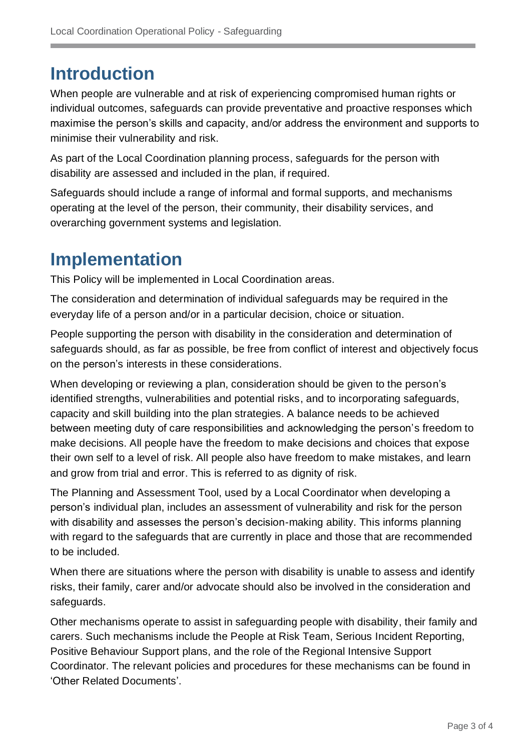# Introduction

When people are vulnerable and at risk of experiencing compromised human rights or individual outcomes, safeguards can provide preventative and proactive responses which maximise the person's skills and capacity, and/or address the environment and supports to minimise their vulnerability and risk.

As part of the Local Coordination planning process, safeguards for the person with disability are assessed and included in the plan, if required.

Safeguards should include a range of informal and formal supports, and mechanisms operating at the level of the person, their community, their disability services, and overarching government systems and legislation.

# Implementation

This Policy will be implemented in Local Coordination areas.

The consideration and determination of individual safeguards may be required in the everyday life of a person and/or in a particular decision, choice or situation.

People supporting the person with disability in the consideration and determination of safeguards should, as far as possible, be free from conflict of interest and objectively focus on the person's interests in these considerations.

When developing or reviewing a plan, consideration should be given to the person's identified strengths, vulnerabilities and potential risks, and to incorporating safeguards, capacity and skill building into the plan strategies. A balance needs to be achieved between meeting duty of care responsibilities and acknowledging the person's freedom to make decisions. All people have the freedom to make decisions and choices that expose their own self to a level of risk. All people also have freedom to make mistakes, and learn and grow from trial and error. This is referred to as dignity of risk.

The Planning and Assessment Tool, used by a Local Coordinator when developing a person's individual plan, includes an assessment of vulnerability and risk for the person with disability and assesses the person's decision-making ability. This informs planning with regard to the safeguards that are currently in place and those that are recommended to be included.

When there are situations where the person with disability is unable to assess and identify risks, their family, carer and/or advocate should also be involved in the consideration and safeguards.

Other mechanisms operate to assist in safeguarding people with disability, their family and carers. Such mechanisms include the People at Risk Team, Serious Incident Reporting, Positive Behaviour Support plans, and the role of the Regional Intensive Support Coordinator. The relevant policies and procedures for these mechanisms can be found in 'Other Related Documents'.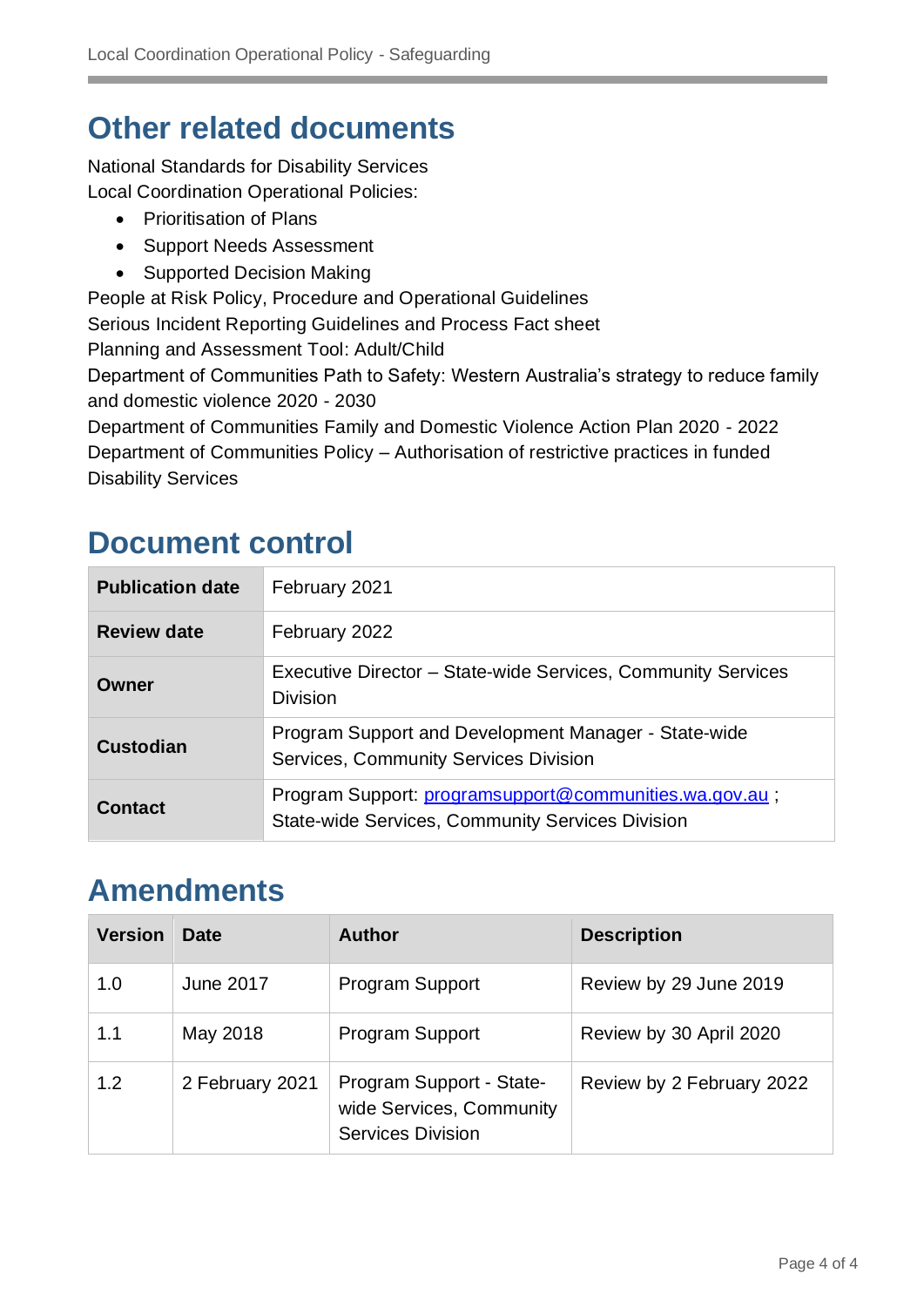# Other related documents

National Standards for Disability Services

Local Coordination Operational Policies:

- Prioritisation of Plans
- Support Needs Assessment
- Supported Decision Making

People at Risk Policy, Procedure and Operational Guidelines

Serious Incident Reporting Guidelines and Process Fact sheet

Planning and Assessment Tool: Adult/Child

Department of Communities Path to Safety: Western Australia's strategy to reduce family and domestic violence 2020 - 2030

Department of Communities Family and Domestic Violence Action Plan 2020 - 2022

Department of Communities Policy – Authorisation of restrictive practices in funded Disability Services

# Document control

| | |
|---|---|
| **Publication date** | February 2021 |
| **Review date** | February 2022 |
| **Owner** | Executive Director – State-wide Services, Community Services Division |
| **Custodian** | Program Support and Development Manager - State-wide Services, Community Services Division |
| **Contact** | Program Support: programsupport@communities.wa.gov.au ; State-wide Services, Community Services Division |

# Amendments

| Version | Date | Author | Description |
|---|---|---|---|
| 1.0 | June 2017 | Program Support | Review by 29 June 2019 |
| 1.1 | May 2018 | Program Support | Review by 30 April 2020 |
| 1.2 | 2 February 2021 | Program Support - State-wide Services, Community Services Division | Review by 2 February 2022 |